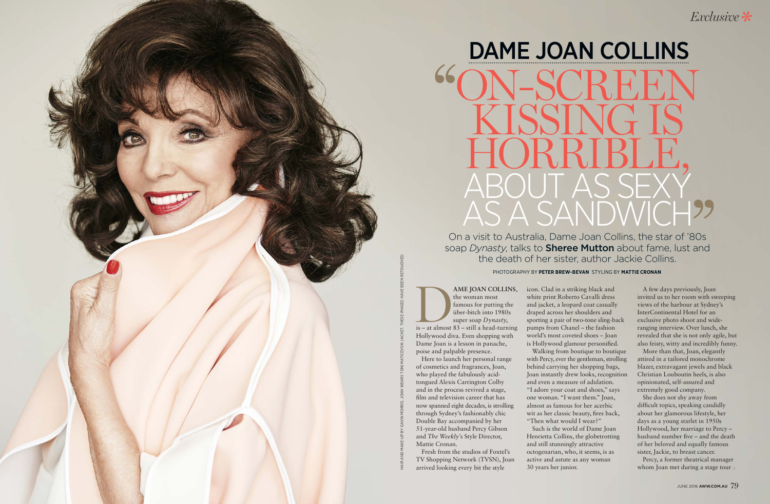*Exclusive*

# DAME JOAN COLLINS

## "ON-SCREEN KISSING IS HORRIBLE, ABOUT AS SEXY AS A SANDWICH"

On a visit to Australia, Dame Joan Collins, the star of '80s soap *Dynasty*, talks to **Sheree Mutton** about fame, lust and the death of her sister, author Jackie Collins.

PHOTOGRAPHY BY **PETER BREW-BEVAN** STYLING BY **MATTIE CRONAN**

HAIR AND MAKE-UP BY GAVIN MORRIS. JOAN WEARS TONI MATICEVSKI JACKET. THESE IMAGES HAVE BEEN RETOUCHED.

**DAME JOAN COLLINS**, the woman most famous for putting the über-bitch into 1980s super soap *Dynasty*, is – at almost 83 – still a head-turning Hollywood diva. Even shopping with Dame Joan is a lesson in panache, poise and palpable presence.

Here to launch her personal range of cosmetics and fragrances, Joan, who played the fabulously acid-tongued Alexis Carrington Colby and in the process revived a stage, film and television career that has now spanned eight decades, is strolling through Sydney's fashionably chic Double Bay accompanied by her 51-year-old husband Percy Gibson and *The Weekly's* Style Director, Mattie Cronan.

Fresh from the studios of Foxtel's TV Shopping Network (TVSN), Joan arrived looking every bit the style icon. Clad in a striking black and white print Roberto Cavalli dress and jacket, a leopard coat casually draped across her shoulders and sporting a pair of two-tone sling-back pumps from Chanel – the fashion world's most coveted shoes – Joan is Hollywood glamour personified.

Walking from boutique to boutique with Percy, ever the gentleman, strolling behind carrying her shopping bags, Joan instantly drew looks, recognition and even a measure of adulation. "I adore your coat and shoes," says one woman. "I want them." Joan, almost as famous for her acerbic wit as her classic beauty, fires back, "Then what would I wear?"

Such is the world of Dame Joan Henrietta Collins, the globetrotting and still stunningly attractive octogenarian, who, it seems, is as active and astute as any woman 30 years her junior.

A few days previously, Joan invited us to her room with sweeping views of the harbour at Sydney's InterContinental Hotel for an exclusive photo shoot and wide-ranging interview. Over lunch, she revealed that she is not only agile, but also feisty, witty and incredibly funny.

More than that, Joan, elegantly attired in a tailored monochrome blazer, extravagant jewels and black Christian Louboutin heels, is also opinionated, self-assured and extremely good company.

She does not shy away from difficult topics, speaking candidly about her glamorous lifestyle, her days as a young starlet in 1950s Hollywood, her marriage to Percy – husband number five – and the death of her beloved and equally famous sister, Jackie, to breast cancer.

Percy, a former theatrical manager whom Joan met during a stage tour >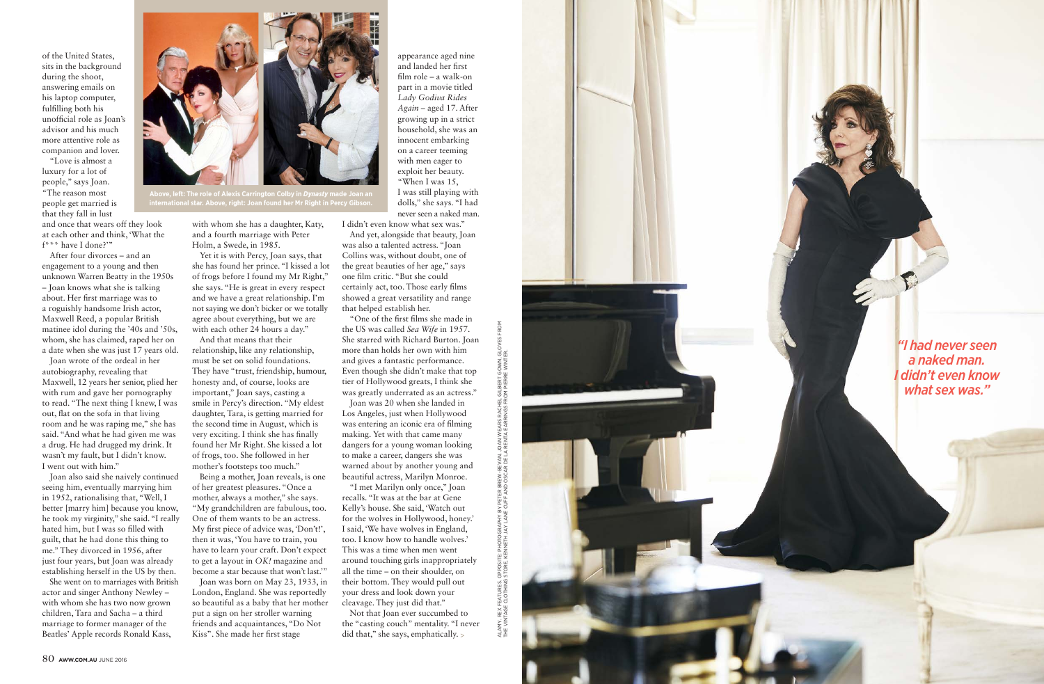of the United States, sits in the background during the shoot, answering emails on his laptop computer, fulfilling both his unofficial role as Joan's advisor and his much more attentive role as companion and lover.

"Love is almost a luxury for a lot of people," says Joan. "The reason most people get married is that they fall in lust and once that wears off they look at each other and think, 'What the f*** have I done?'"

After four divorces – and an engagement to a young and then unknown Warren Beatty in the 1950s – Joan knows what she is talking about. Her first marriage was to a roguishly handsome Irish actor, Maxwell Reed, a popular British matinee idol during the '40s and '50s, whom, she has claimed, raped her on a date when she was just 17 years old.

Joan wrote of the ordeal in her autobiography, revealing that Maxwell, 12 years her senior, plied her with rum and gave her pornography to read. "The next thing I knew, I was out, flat on the sofa in that living room and he was raping me," she has said. "And what he had given me was a drug. He had drugged my drink. It wasn't my fault, but I didn't know. I went out with him."

Joan also said she naively continued seeing him, eventually marrying him in 1952, rationalising that, "Well, I better [marry him] because you know, he took my virginity," she said. "I really hated him, but I was so filled with guilt, that he had done this thing to me." They divorced in 1956, after just four years, but Joan was already establishing herself in the US by then.

She went on to marriages with British actor and singer Anthony Newley – with whom she has two now grown children, Tara and Sacha – a third marriage to former manager of the Beatles' Apple records Ronald Kass, with whom she has a daughter, Katy, and a fourth marriage with Peter Holm, a Swede, in 1985.

Above, left: The role of Alexis Carrington Colby in *Dynasty* made Joan an international star. Above, right: Joan found her Mr Right in Percy Gibson.

Yet it is with Percy, Joan says, that she has found her prince. "I kissed a lot of frogs before I found my Mr Right," she says. "He is great in every respect and we have a great relationship. I'm not saying we don't bicker or we totally agree about everything, but we are with each other 24 hours a day."

And that means that their relationship, like any relationship, must be set on solid foundations. They have "trust, friendship, humour, honesty and, of course, looks are important," Joan says, casting a smile in Percy's direction. "My eldest daughter, Tara, is getting married for the second time in August, which is very exciting. I think she has finally found her Mr Right. She kissed a lot of frogs, too. She followed in her mother's footsteps too much."

Being a mother, Joan reveals, is one of her greatest pleasures. "Once a mother, always a mother," she says. "My grandchildren are fabulous, too. One of them wants to be an actress. My first piece of advice was, 'Don't!', then it was, 'You have to train, you have to learn your craft. Don't expect to get a layout in *OK!* magazine and become a star because that won't last.'"

Joan was born on May 23, 1933, in London, England. She was reportedly so beautiful as a baby that her mother put a sign on her stroller warning friends and acquaintances, "Do Not Kiss". She made her first stage appearance aged nine and landed her first film role – a walk-on part in a movie titled *Lady Godiva Rides Again* – aged 17. After growing up in a strict household, she was an innocent embarking on a career teeming with men eager to exploit her beauty. "When I was 15, I was still playing with dolls," she says. "I had never seen a naked man. I didn't even know what sex was."

And yet, alongside that beauty, Joan was also a talented actress. "Joan Collins was, without doubt, one of the great beauties of her age," says one film critic. "But she could certainly act, too. Those early films showed a great versatility and range that helped establish her.

"One of the first films she made in the US was called *Sea Wife* in 1957. She starred with Richard Burton. Joan more than holds her own with him and gives a fantastic performance. Even though she didn't make that top tier of Hollywood greats, I think she was greatly underrated as an actress."

Joan was 20 when she landed in Los Angeles, just when Hollywood was entering an iconic era of filming making. Yet with that came many dangers for a young woman looking to make a career, dangers she was warned about by another young and beautiful actress, Marilyn Monroe.

"I met Marilyn only once," Joan recalls. "It was at the bar at Gene Kelly's house. She said, 'Watch out for the wolves in Hollywood, honey.' I said, 'We have wolves in England, too. I know how to handle wolves.' This was a time when men went around touching girls inappropriately all the time – on their shoulder, on their bottom. They would pull out your dress and look down your cleavage. They just did that."

Not that Joan ever succumbed to the "casting couch" mentality. "I never did that," she says, emphatically. >

*"I had never seen a naked man. I didn't even know what sex was."*

ALAMY, REX FEATURES. OPPOSITE: PHOTOGRAPHY BY PETER BREW-BEVAN. JOAN WEARS RACHEL GILBERT GOWN; GLOVES FROM THE VINTAGE CLOTHING STORE; KENNETH JAY LANE CUFF AND OSCAR DE LA RENTA EARRINGS FROM PIERRE WINTER.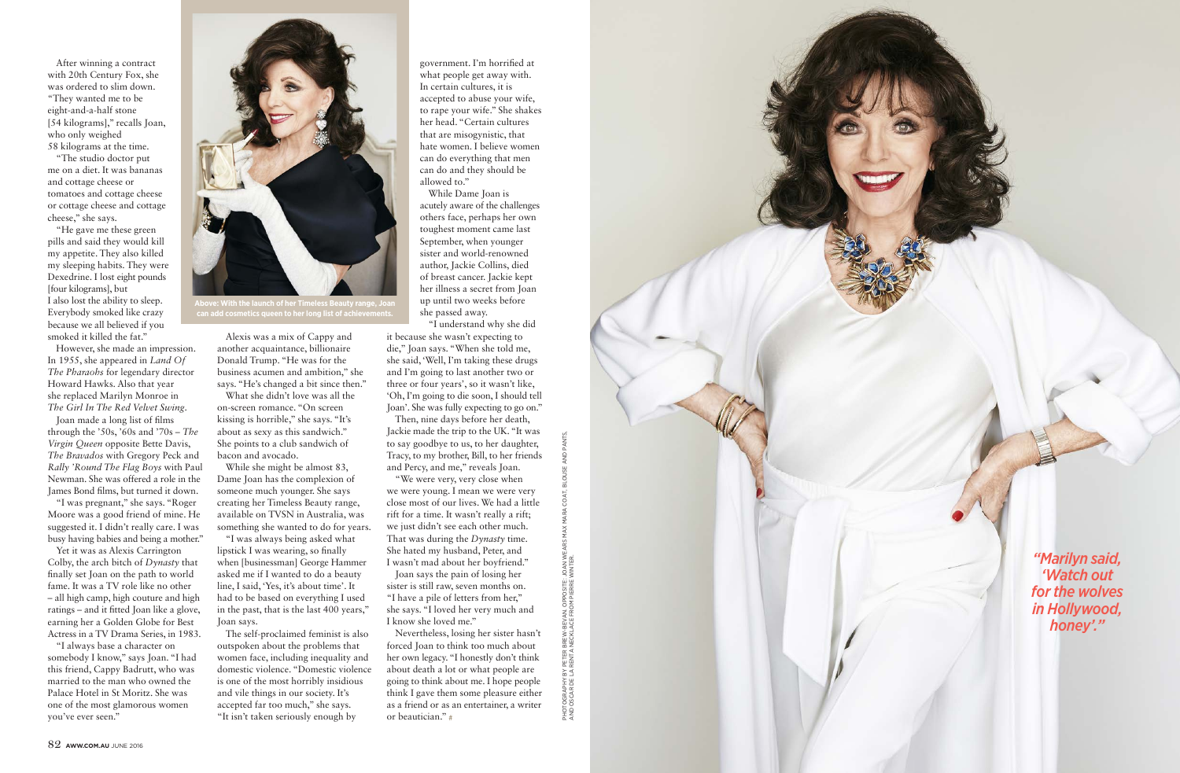After winning a contract with 20th Century Fox, she was ordered to slim down. "They wanted me to be eight-and-a-half stone [54 kilograms]," recalls Joan, who only weighed 58 kilograms at the time.

"The studio doctor put me on a diet. It was bananas and cottage cheese or tomatoes and cottage cheese or cottage cheese and cottage cheese," she says.

"He gave me these green pills and said they would kill my appetite. They also killed my sleeping habits. They were Dexedrine. I lost eight pounds [four kilograms], but I also lost the ability to sleep. Everybody smoked like crazy because we all believed if you smoked it killed the fat."

However, she made an impression. In 1955, she appeared in *Land Of The Pharaohs* for legendary director Howard Hawks. Also that year she replaced Marilyn Monroe in *The Girl In The Red Velvet Swing*.

Joan made a long list of films through the '50s, '60s and '70s – *The Virgin Queen* opposite Bette Davis, *The Bravados* with Gregory Peck and *Rally 'Round The Flag Boys* with Paul Newman. She was offered a role in the James Bond films, but turned it down.

"I was pregnant," she says. "Roger Moore was a good friend of mine. He suggested it. I didn't really care. I was busy having babies and being a mother."

Yet it was as Alexis Carrington Colby, the arch bitch of *Dynasty* that finally set Joan on the path to world fame. It was a TV role like no other – all high camp, high couture and high ratings – and it fitted Joan like a glove, earning her a Golden Globe for Best Actress in a TV Drama Series, in 1983.

"I always base a character on somebody I know," says Joan. "I had this friend, Cappy Badrutt, who was married to the man who owned the Palace Hotel in St Moritz. She was one of the most glamorous women you've ever seen."

**Above: With the launch of her Timeless Beauty range, Joan can add cosmetics queen to her long list of achievements.**

Alexis was a mix of Cappy and another acquaintance, billionaire Donald Trump. "He was for the business acumen and ambition," she says. "He's changed a bit since then."

What she didn't love was all the on-screen romance. "On screen kissing is horrible," she says. "It's about as sexy as this sandwich." She points to a club sandwich of bacon and avocado.

While she might be almost 83, Dame Joan has the complexion of someone much younger. She says creating her Timeless Beauty range, available on TVSN in Australia, was something she wanted to do for years.

"I was always being asked what lipstick I was wearing, so finally when [businessman] George Hammer asked me if I wanted to do a beauty line, I said, 'Yes, it's about time'. It had to be based on everything I used in the past, that is the last 400 years," Joan says.

The self-proclaimed feminist is also outspoken about the problems that women face, including inequality and domestic violence. "Domestic violence is one of the most horribly insidious and vile things in our society. It's accepted far too much," she says. "It isn't taken seriously enough by government. I'm horrified at what people get away with. In certain cultures, it is accepted to abuse your wife, to rape your wife." She shakes her head. "Certain cultures that are misogynistic, that hate women. I believe women can do everything that men can do and they should be allowed to."

While Dame Joan is acutely aware of the challenges others face, perhaps her own toughest moment came last September, when younger sister and world-renowned author, Jackie Collins, died of breast cancer. Jackie kept her illness a secret from Joan up until two weeks before she passed away.

"I understand why she did it because she wasn't expecting to die," Joan says. "When she told me, she said, 'Well, I'm taking these drugs and I'm going to last another two or three or four years', so it wasn't like, 'Oh, I'm going to die soon, I should tell Joan'. She was fully expecting to go on."

Then, nine days before her death, Jackie made the trip to the UK. "It was to say goodbye to us, to her daughter, Tracy, to my brother, Bill, to her friends and Percy, and me," reveals Joan.

"We were very, very close when we were young. I mean we were very close most of our lives. We had a little rift for a time. It wasn't really a rift; we just didn't see each other much. That was during the *Dynasty* time. She hated my husband, Peter, and I wasn't mad about her boyfriend."

Joan says the pain of losing her sister is still raw, seven months on. "I have a pile of letters from her," she says. "I loved her very much and I know she loved me."

Nevertheless, losing her sister hasn't forced Joan to think too much about her own legacy. "I honestly don't think about death a lot or what people are going to think about me. I hope people think I gave them some pleasure either as a friend or as an entertainer, a writer or beautician." #

PHOTOGRAPHY BY PETER BREW-BEVAN. OPPOSITE: JOAN WEARS MAX MARA COAT, BLOUSE AND PANTS, AND OSCAR DE LA RENTA NECKLACE FROM PIERRE WINTER.

*"Marilyn said, 'Watch out for the wolves in Hollywood, honey'."*